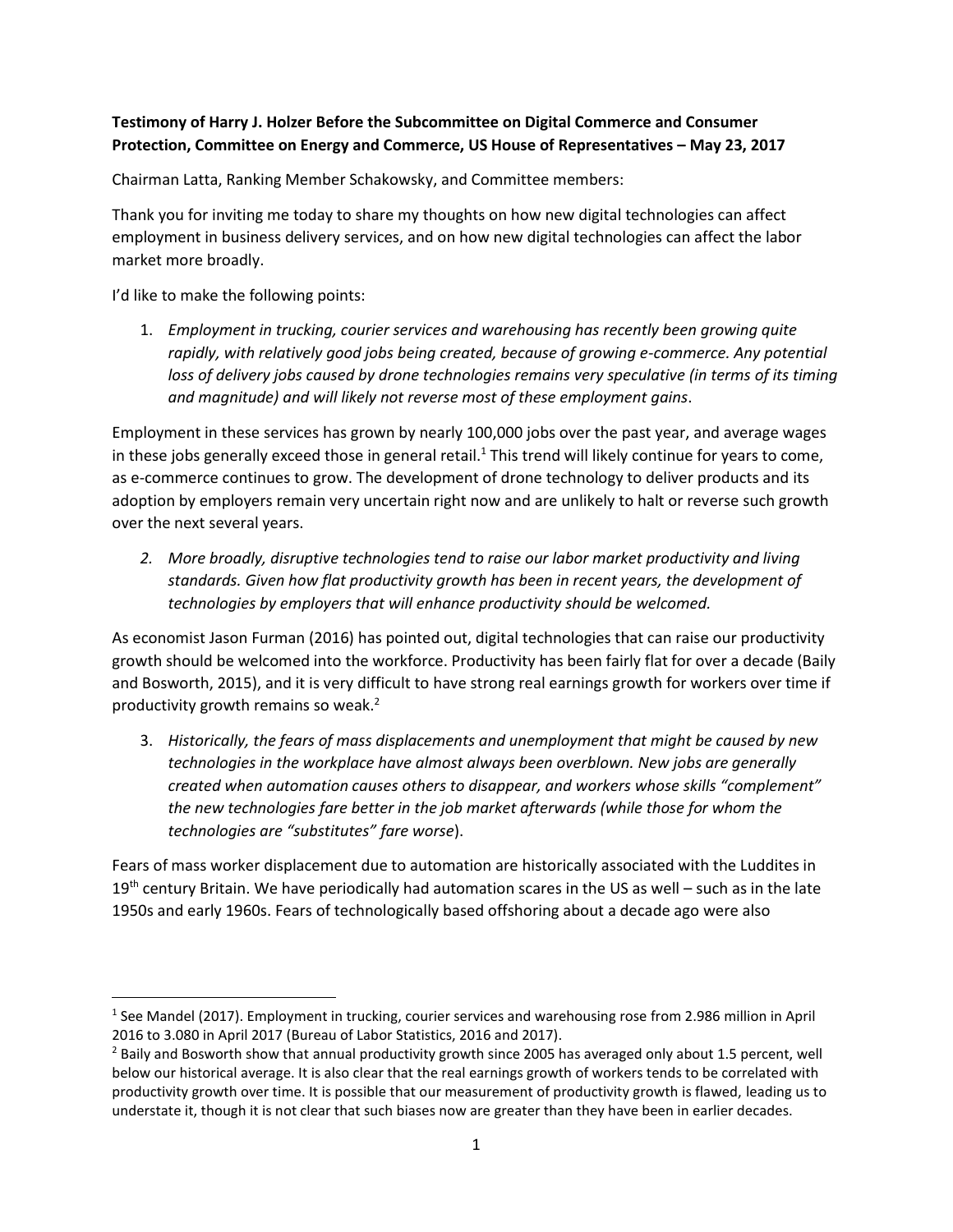**Testimony of Harry J. Holzer Before the Subcommittee on Digital Commerce and Consumer Protection, Committee on Energy and Commerce, US House of Representatives – May 23, 2017**

Chairman Latta, Ranking Member Schakowsky, and Committee members:

Thank you for inviting me today to share my thoughts on how new digital technologies can affect employment in business delivery services, and on how new digital technologies can affect the labor market more broadly.

I'd like to make the following points:

1. *Employment in trucking, courier services and warehousing has recently been growing quite rapidly, with relatively good jobs being created, because of growing e-commerce. Any potential loss of delivery jobs caused by drone technologies remains very speculative (in terms of its timing and magnitude) and will likely not reverse most of these employment gains*.

Employment in these services has grown by nearly 100,000 jobs over the past year, and average wages in these jobs generally exceed those in general retail.[1] This trend will likely continue for years to come, as e-commerce continues to grow. The development of drone technology to deliver products and its adoption by employers remain very uncertain right now and are unlikely to halt or reverse such growth over the next several years.

2. *More broadly, disruptive technologies tend to raise our labor market productivity and living standards. Given how flat productivity growth has been in recent years, the development of technologies by employers that will enhance productivity should be welcomed.*

As economist Jason Furman (2016) has pointed out, digital technologies that can raise our productivity growth should be welcomed into the workforce. Productivity has been fairly flat for over a decade (Baily and Bosworth, 2015), and it is very difficult to have strong real earnings growth for workers over time if productivity growth remains so weak.[2]

3. *Historically, the fears of mass displacements and unemployment that might be caused by new technologies in the workplace have almost always been overblown. New jobs are generally created when automation causes others to disappear, and workers whose skills "complement" the new technologies fare better in the job market afterwards (while those for whom the technologies are "substitutes" fare worse*).

Fears of mass worker displacement due to automation are historically associated with the Luddites in 19th century Britain. We have periodically had automation scares in the US as well – such as in the late 1950s and early 1960s. Fears of technologically based offshoring about a decade ago were also

---

[1] See Mandel (2017). Employment in trucking, courier services and warehousing rose from 2.986 million in April 2016 to 3.080 in April 2017 (Bureau of Labor Statistics, 2016 and 2017).

[2] Baily and Bosworth show that annual productivity growth since 2005 has averaged only about 1.5 percent, well below our historical average. It is also clear that the real earnings growth of workers tends to be correlated with productivity growth over time. It is possible that our measurement of productivity growth is flawed, leading us to understate it, though it is not clear that such biases now are greater than they have been in earlier decades.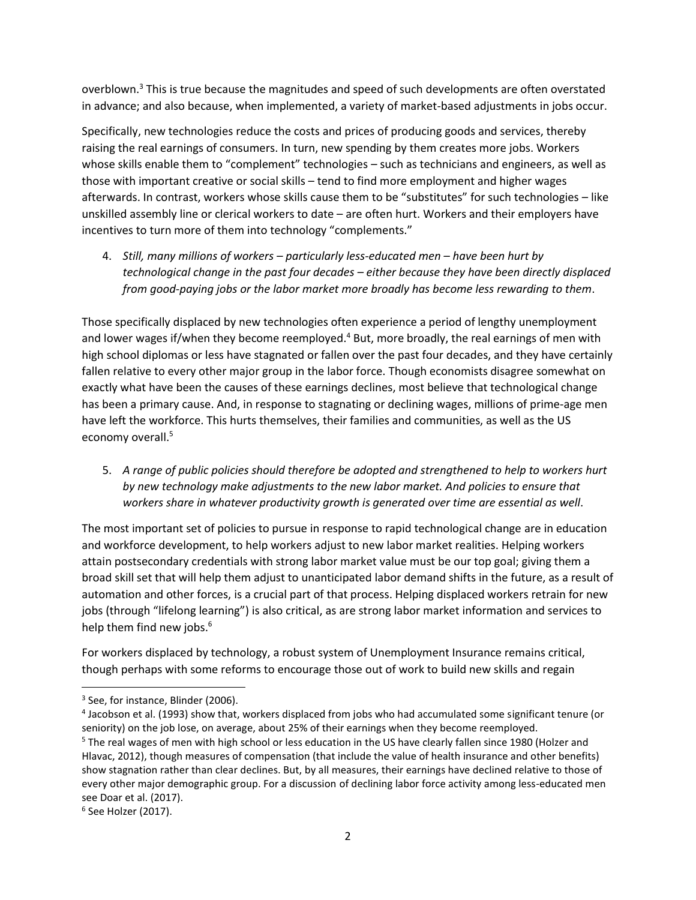overblown.[3] This is true because the magnitudes and speed of such developments are often overstated in advance; and also because, when implemented, a variety of market-based adjustments in jobs occur.

Specifically, new technologies reduce the costs and prices of producing goods and services, thereby raising the real earnings of consumers. In turn, new spending by them creates more jobs. Workers whose skills enable them to "complement" technologies – such as technicians and engineers, as well as those with important creative or social skills – tend to find more employment and higher wages afterwards. In contrast, workers whose skills cause them to be "substitutes" for such technologies – like unskilled assembly line or clerical workers to date – are often hurt. Workers and their employers have incentives to turn more of them into technology "complements."

4. *Still, many millions of workers – particularly less-educated men – have been hurt by technological change in the past four decades – either because they have been directly displaced from good-paying jobs or the labor market more broadly has become less rewarding to them*.

Those specifically displaced by new technologies often experience a period of lengthy unemployment and lower wages if/when they become reemployed.[4] But, more broadly, the real earnings of men with high school diplomas or less have stagnated or fallen over the past four decades, and they have certainly fallen relative to every other major group in the labor force. Though economists disagree somewhat on exactly what have been the causes of these earnings declines, most believe that technological change has been a primary cause. And, in response to stagnating or declining wages, millions of prime-age men have left the workforce. This hurts themselves, their families and communities, as well as the US economy overall.[5]

5. *A range of public policies should therefore be adopted and strengthened to help to workers hurt by new technology make adjustments to the new labor market. And policies to ensure that workers share in whatever productivity growth is generated over time are essential as well*.

The most important set of policies to pursue in response to rapid technological change are in education and workforce development, to help workers adjust to new labor market realities. Helping workers attain postsecondary credentials with strong labor market value must be our top goal; giving them a broad skill set that will help them adjust to unanticipated labor demand shifts in the future, as a result of automation and other forces, is a crucial part of that process. Helping displaced workers retrain for new jobs (through "lifelong learning") is also critical, as are strong labor market information and services to help them find new jobs.[6]

For workers displaced by technology, a robust system of Unemployment Insurance remains critical, though perhaps with some reforms to encourage those out of work to build new skills and regain

---

[3] See, for instance, Blinder (2006).

[4] Jacobson et al. (1993) show that, workers displaced from jobs who had accumulated some significant tenure (or seniority) on the job lose, on average, about 25% of their earnings when they become reemployed.

[5] The real wages of men with high school or less education in the US have clearly fallen since 1980 (Holzer and Hlavac, 2012), though measures of compensation (that include the value of health insurance and other benefits) show stagnation rather than clear declines. But, by all measures, their earnings have declined relative to those of every other major demographic group. For a discussion of declining labor force activity among less-educated men see Doar et al. (2017).

[6] See Holzer (2017).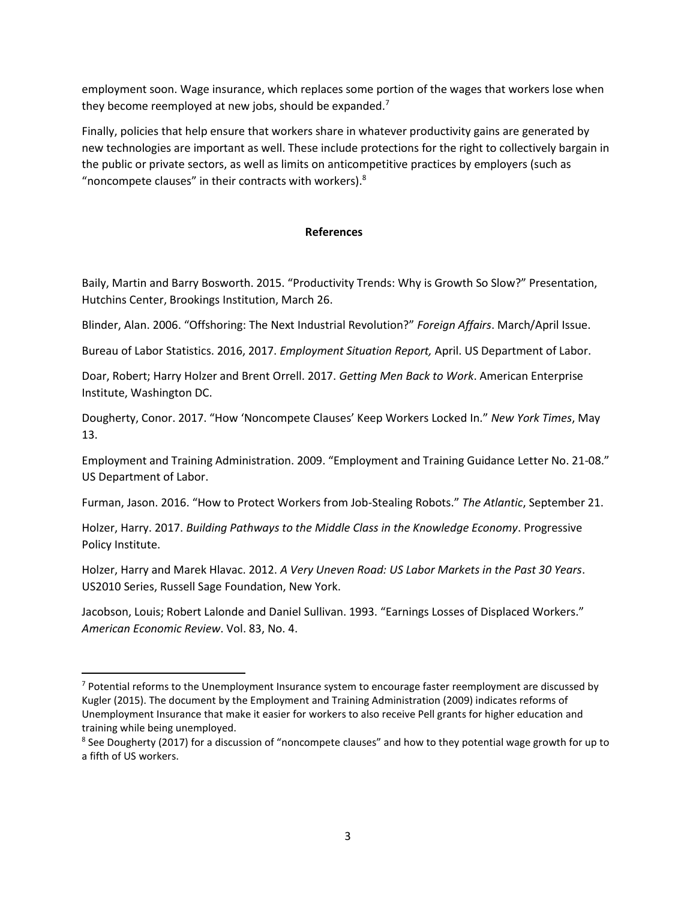employment soon. Wage insurance, which replaces some portion of the wages that workers lose when they become reemployed at new jobs, should be expanded.[7]

Finally, policies that help ensure that workers share in whatever productivity gains are generated by new technologies are important as well. These include protections for the right to collectively bargain in the public or private sectors, as well as limits on anticompetitive practices by employers (such as "noncompete clauses" in their contracts with workers).[8]

## References

Baily, Martin and Barry Bosworth. 2015. "Productivity Trends: Why is Growth So Slow?" Presentation, Hutchins Center, Brookings Institution, March 26.

Blinder, Alan. 2006. "Offshoring: The Next Industrial Revolution?" *Foreign Affairs*. March/April Issue.

Bureau of Labor Statistics. 2016, 2017. *Employment Situation Report,* April. US Department of Labor.

Doar, Robert; Harry Holzer and Brent Orrell. 2017. *Getting Men Back to Work*. American Enterprise Institute, Washington DC.

Dougherty, Conor. 2017. "How 'Noncompete Clauses' Keep Workers Locked In." *New York Times*, May 13.

Employment and Training Administration. 2009. "Employment and Training Guidance Letter No. 21-08." US Department of Labor.

Furman, Jason. 2016. "How to Protect Workers from Job-Stealing Robots." *The Atlantic*, September 21.

Holzer, Harry. 2017. *Building Pathways to the Middle Class in the Knowledge Economy*. Progressive Policy Institute.

Holzer, Harry and Marek Hlavac. 2012. *A Very Uneven Road: US Labor Markets in the Past 30 Years*. US2010 Series, Russell Sage Foundation, New York.

Jacobson, Louis; Robert Lalonde and Daniel Sullivan. 1993. "Earnings Losses of Displaced Workers." *American Economic Review*. Vol. 83, No. 4.

---

[7] Potential reforms to the Unemployment Insurance system to encourage faster reemployment are discussed by Kugler (2015). The document by the Employment and Training Administration (2009) indicates reforms of Unemployment Insurance that make it easier for workers to also receive Pell grants for higher education and training while being unemployed.

[8] See Dougherty (2017) for a discussion of "noncompete clauses" and how to they potential wage growth for up to a fifth of US workers.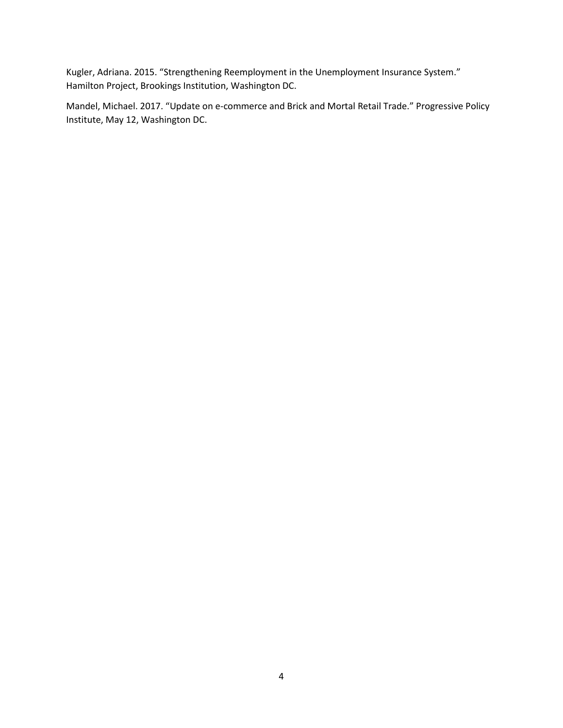Kugler, Adriana. 2015. “Strengthening Reemployment in the Unemployment Insurance System.” Hamilton Project, Brookings Institution, Washington DC.

Mandel, Michael. 2017. “Update on e-commerce and Brick and Mortal Retail Trade.” Progressive Policy Institute, May 12, Washington DC.